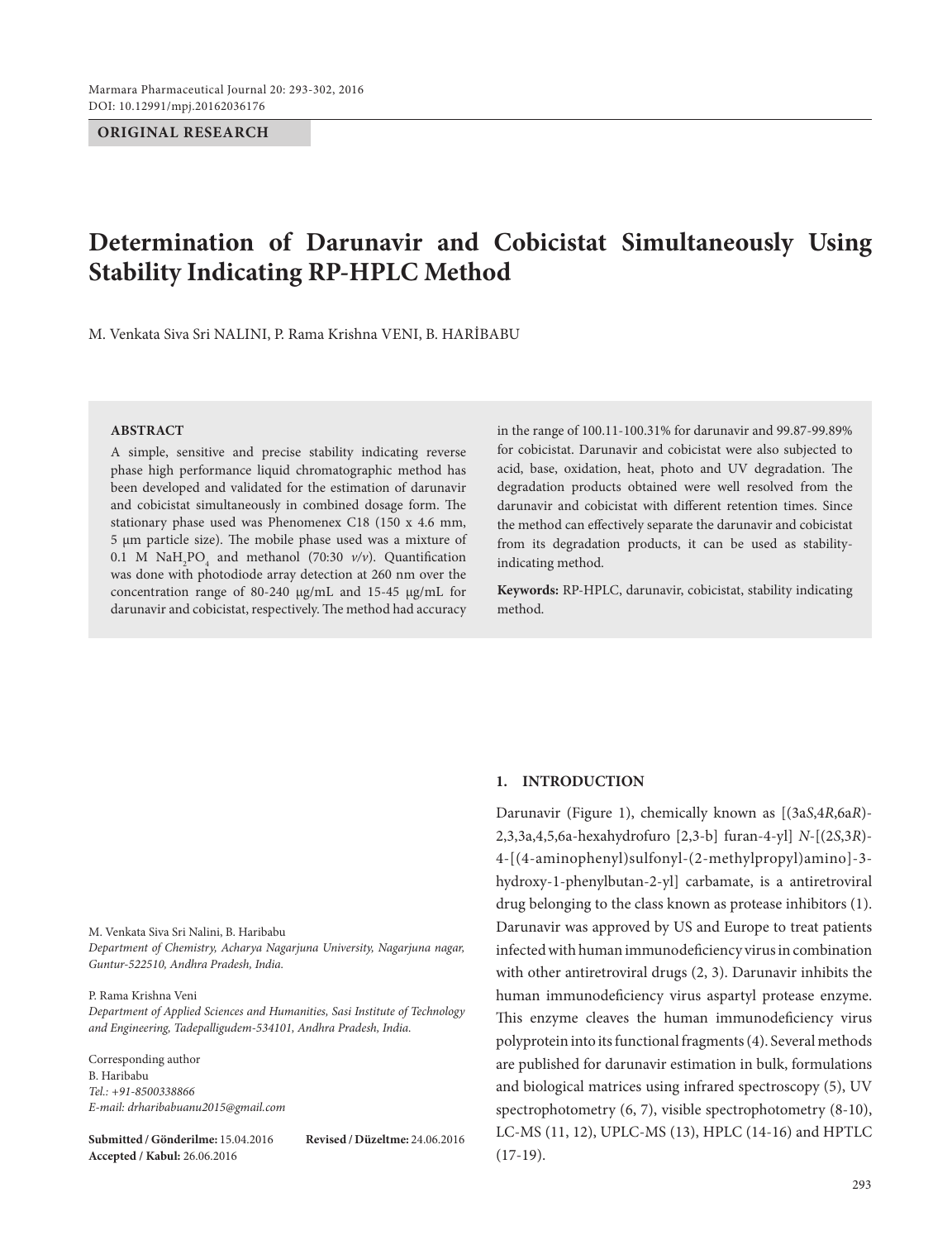**ORIGINAL RESEARCH**

# Determination of Darunavir and Cobicistat Simultaneously Using Stability Indicating RP-HPLC Method

M. Venkata Siva Sri NALINI, P. Rama Krishna VENI, B. HARİBABU

## ABSTRACT

A simple, sensitive and precise stability indicating reverse phase high performance liquid chromatographic method has been developed and validated for the estimation of darunavir and cobicistat simultaneously in combined dosage form. The stationary phase used was Phenomenex C18 (150 x 4.6 mm, 5 µm particle size). The mobile phase used was a mixture of 0.1 M $NaH_2PO_4$ and methanol (70:30 *v/v*). Quantification was done with photodiode array detection at 260 nm over the concentration range of 80-240 µg/mL and 15-45 µg/mL for darunavir and cobicistat, respectively. The method had accuracy in the range of 100.11-100.31% for darunavir and 99.87-99.89% for cobicistat. Darunavir and cobicistat were also subjected to acid, base, oxidation, heat, photo and UV degradation. The degradation products obtained were well resolved from the darunavir and cobicistat with different retention times. Since the method can effectively separate the darunavir and cobicistat from its degradation products, it can be used as stability-indicating method.

**Keywords:** RP-HPLC, darunavir, cobicistat, stability indicating method.

## 1. INTRODUCTION

Darunavir (Figure 1), chemically known as [(3a*S*,4*R*,6a*R*)-2,3,3a,4,5,6a-hexahydrofuro [2,3-b] furan-4-yl] *N*-[(2*S*,3*R*)-4-[(4-aminophenyl)sulfonyl-(2-methylpropyl)amino]-3-hydroxy-1-phenylbutan-2-yl] carbamate, is an antiretroviral drug belonging to the class known as protease inhibitors (1). Darunavir was approved by US and Europe to treat patients infected with human immunodeficiency virus in combination with other antiretroviral drugs (2, 3). Darunavir inhibits the human immunodeficiency virus aspartyl protease enzyme. This enzyme cleaves the human immunodeficiency virus polyprotein into its functional fragments (4). Several methods are published for darunavir estimation in bulk, formulations and biological matrices using infrared spectroscopy (5), UV spectrophotometry (6, 7), visible spectrophotometry (8-10), LC-MS (11, 12), UPLC-MS (13), HPLC (14-16) and HPTLC (17-19).

M. Venkata Siva Sri Nalini, B. Haribabu
*Department of Chemistry, Acharya Nagarjuna University, Nagarjuna nagar, Guntur-522510, Andhra Pradesh, India.*

P. Rama Krishna Veni
*Department of Applied Sciences and Humanities, Sasi Institute of Technology and Engineering, Tadepalligudem-534101, Andhra Pradesh, India.*

Corresponding author
B. Haribabu
*Tel.: +91-8500338866*
*E-mail: drharibabuanu2015@gmail.com*

**Submitted / Gönderilme:** 15.04.2016 **Revised / Düzeltme:** 24.06.2016
**Accepted / Kabul:** 26.06.2016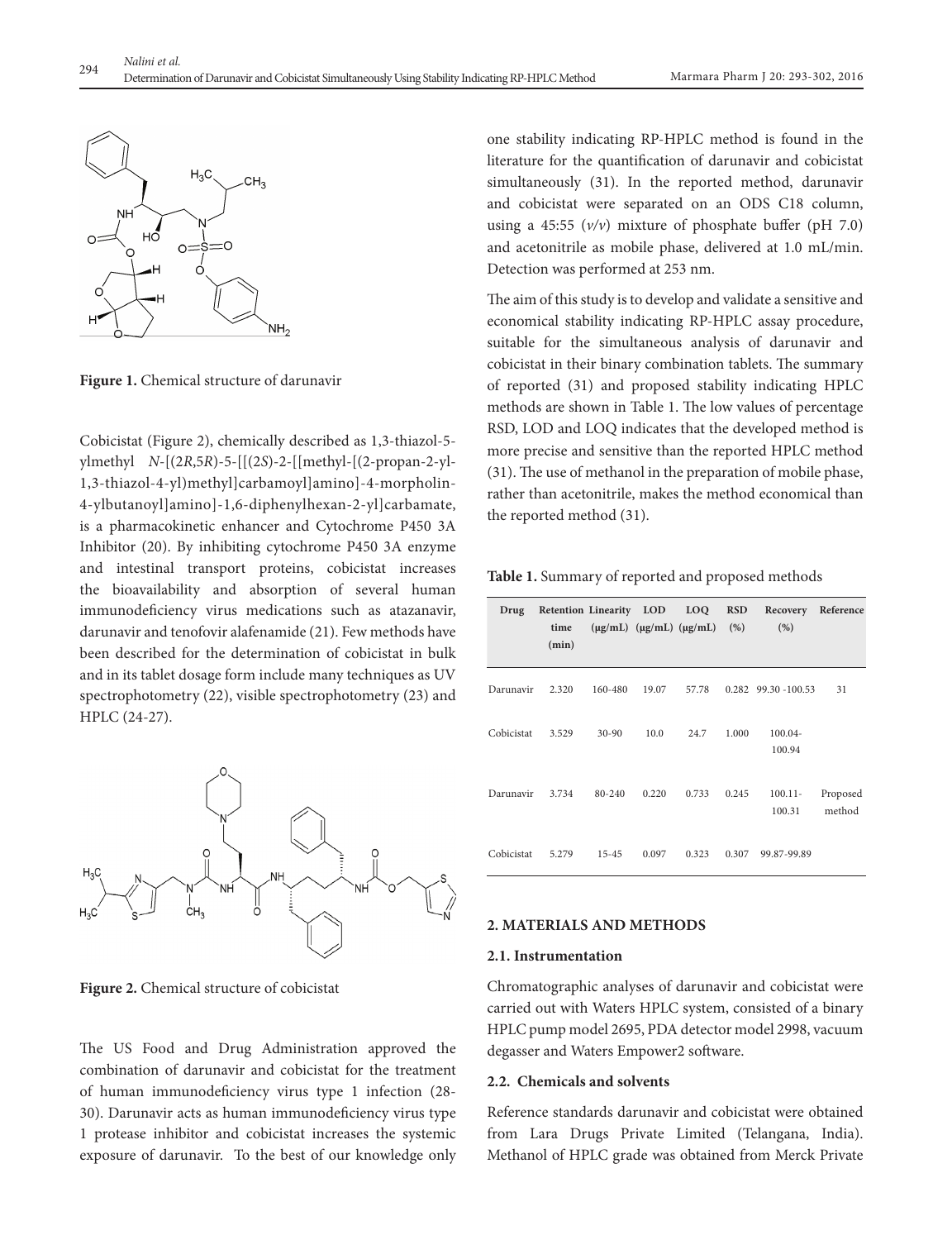Figure 1. Chemical structure of darunavir

Cobicistat (Figure 2), chemically described as 1,3-thiazol-5-ylmethyl *N*-[(2*R*,5*R*)-5-[[(2*S*)-2-[[methyl-[(2-propan-2-yl-1,3-thiazol-4-yl)methyl]carbamoyl]amino]-4-morpholin-4-ylbutanoyl]amino]-1,6-diphenylhexan-2-yl]carbamate, is a pharmacokinetic enhancer and Cytochrome P450 3A Inhibitor (20). By inhibiting cytochrome P450 3A enzyme and intestinal transport proteins, cobicistat increases the bioavailability and absorption of several human immunodeficiency virus medications such as atazanavir, darunavir and tenofovir alafenamide (21). Few methods have been described for the determination of cobicistat in bulk and in its tablet dosage form include many techniques as UV spectrophotometry (22), visible spectrophotometry (23) and HPLC (24-27).

Figure 2. Chemical structure of cobicistat

The US Food and Drug Administration approved the combination of darunavir and cobicistat for the treatment of human immunodeficiency virus type 1 infection (28-30). Darunavir acts as human immunodeficiency virus type 1 protease inhibitor and cobicistat increases the systemic exposure of darunavir. To the best of our knowledge only one stability indicating RP-HPLC method is found in the literature for the quantification of darunavir and cobicistat simultaneously (31). In the reported method, darunavir and cobicistat were separated on an ODS C18 column, using a 45:55 (*v/v*) mixture of phosphate buffer (pH 7.0) and acetonitrile as mobile phase, delivered at 1.0 mL/min. Detection was performed at 253 nm.

The aim of this study is to develop and validate a sensitive and economical stability indicating RP-HPLC assay procedure, suitable for the simultaneous analysis of darunavir and cobicistat in their binary combination tablets. The summary of reported (31) and proposed stability indicating HPLC methods are shown in Table 1. The low values of percentage RSD, LOD and LOQ indicates that the developed method is more precise and sensitive than the reported HPLC method (31). The use of methanol in the preparation of mobile phase, rather than acetonitrile, makes the method economical than the reported method (31).

**Table 1.** Summary of reported and proposed methods

| Drug | Retention time (min) | Linearity (μg/mL) | LOD (μg/mL) | LOQ (μg/mL) | RSD (%) | Recovery (%) | Reference |
|---|---|---|---|---|---|---|---|
| Darunavir | 2.320 | 160-480 | 19.07 | 57.78 | 0.282 | 99.30 -100.53 | 31 |
| Cobicistat | 3.529 | 30-90 | 10.0 | 24.7 | 1.000 | 100.04-100.94 | |
| Darunavir | 3.734 | 80-240 | 0.220 | 0.733 | 0.245 | 100.11-100.31 | Proposed method |
| Cobicistat | 5.279 | 15-45 | 0.097 | 0.323 | 0.307 | 99.87-99.89 | |

## 2. MATERIALS AND METHODS

### 2.1. Instrumentation

Chromatographic analyses of darunavir and cobicistat were carried out with Waters HPLC system, consisted of a binary HPLC pump model 2695, PDA detector model 2998, vacuum degasser and Waters Empower2 software.

### 2.2. Chemicals and solvents

Reference standards darunavir and cobicistat were obtained from Lara Drugs Private Limited (Telangana, India). Methanol of HPLC grade was obtained from Merck Private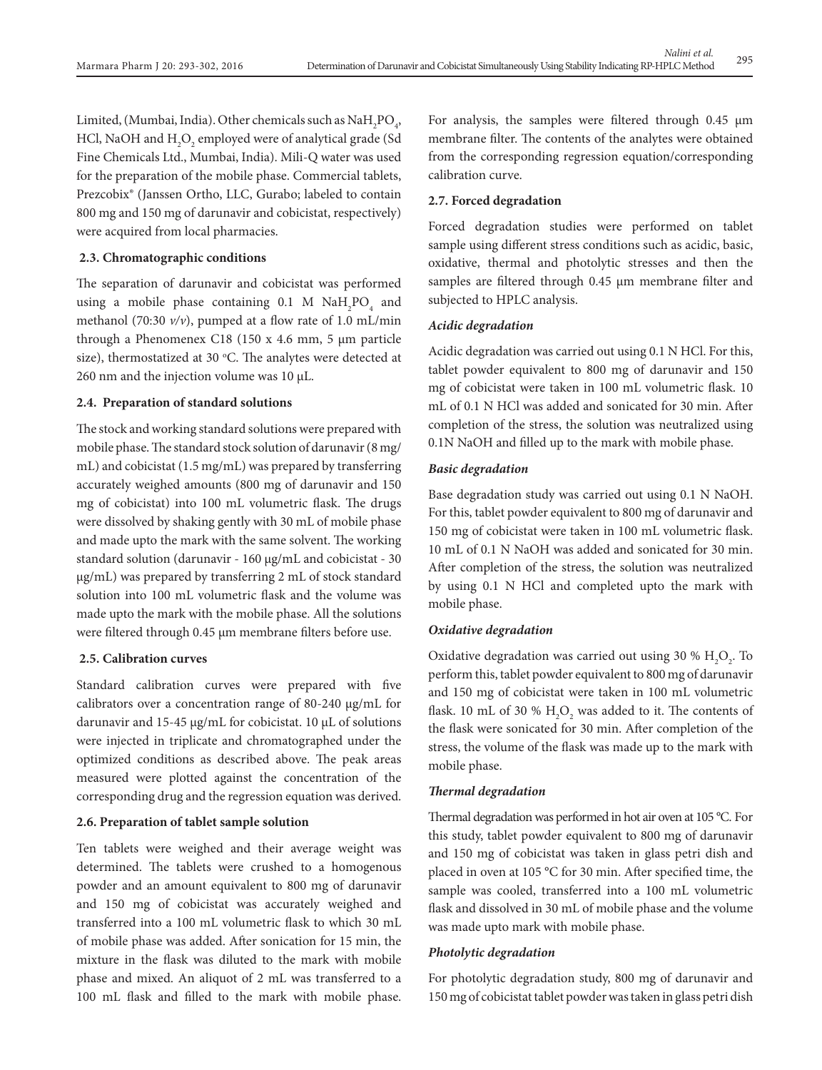Limited, (Mumbai, India). Other chemicals such as $NaH_2PO_4$, HCl, NaOH and $H_2O_2$ employed were of analytical grade (Sd Fine Chemicals Ltd., Mumbai, India). Mili-Q water was used for the preparation of the mobile phase. Commercial tablets, Prezcobix® (Janssen Ortho, LLC, Gurabo; labeled to contain 800 mg and 150 mg of darunavir and cobicistat, respectively) were acquired from local pharmacies.

### 2.3. Chromatographic conditions

The separation of darunavir and cobicistat was performed using a mobile phase containing 0.1 M $NaH_2PO_4$ and methanol (70:30 *v/v*), pumped at a flow rate of 1.0 mL/min through a Phenomenex C18 (150 x 4.6 mm, 5 µm particle size), thermostatized at 30 °C. The analytes were detected at 260 nm and the injection volume was 10 µL.

### 2.4. Preparation of standard solutions

The stock and working standard solutions were prepared with mobile phase. The standard stock solution of darunavir (8 mg/mL) and cobicistat (1.5 mg/mL) was prepared by transferring accurately weighed amounts (800 mg of darunavir and 150 mg of cobicistat) into 100 mL volumetric flask. The drugs were dissolved by shaking gently with 30 mL of mobile phase and made upto the mark with the same solvent. The working standard solution (darunavir - 160 µg/mL and cobicistat - 30 µg/mL) was prepared by transferring 2 mL of stock standard solution into 100 mL volumetric flask and the volume was made upto the mark with the mobile phase. All the solutions were filtered through 0.45 µm membrane filters before use.

### 2.5. Calibration curves

Standard calibration curves were prepared with five calibrators over a concentration range of 80-240 µg/mL for darunavir and 15-45 µg/mL for cobicistat. 10 µL of solutions were injected in triplicate and chromatographed under the optimized conditions as described above. The peak areas measured were plotted against the concentration of the corresponding drug and the regression equation was derived.

### 2.6. Preparation of tablet sample solution

Ten tablets were weighed and their average weight was determined. The tablets were crushed to a homogenous powder and an amount equivalent to 800 mg of darunavir and 150 mg of cobicistat was accurately weighed and transferred into a 100 mL volumetric flask to which 30 mL of mobile phase was added. After sonication for 15 min, the mixture in the flask was diluted to the mark with mobile phase and mixed. An aliquot of 2 mL was transferred to a 100 mL flask and filled to the mark with mobile phase. For analysis, the samples were filtered through 0.45 µm membrane filter. The contents of the analytes were obtained from the corresponding regression equation/corresponding calibration curve.

### 2.7. Forced degradation

Forced degradation studies were performed on tablet sample using different stress conditions such as acidic, basic, oxidative, thermal and photolytic stresses and then the samples are filtered through 0.45 µm membrane filter and subjected to HPLC analysis.

#### *Acidic degradation*

Acidic degradation was carried out using 0.1 N HCl. For this, tablet powder equivalent to 800 mg of darunavir and 150 mg of cobicistat were taken in 100 mL volumetric flask. 10 mL of 0.1 N HCl was added and sonicated for 30 min. After completion of the stress, the solution was neutralized using 0.1N NaOH and filled up to the mark with mobile phase.

#### *Basic degradation*

Base degradation study was carried out using 0.1 N NaOH. For this, tablet powder equivalent to 800 mg of darunavir and 150 mg of cobicistat were taken in 100 mL volumetric flask. 10 mL of 0.1 N NaOH was added and sonicated for 30 min. After completion of the stress, the solution was neutralized by using 0.1 N HCl and completed upto the mark with mobile phase.

#### *Oxidative degradation*

Oxidative degradation was carried out using 30 % $H_2O_2$. To perform this, tablet powder equivalent to 800 mg of darunavir and 150 mg of cobicistat were taken in 100 mL volumetric flask. 10 mL of 30 % $H_2O_2$ was added to it. The contents of the flask were sonicated for 30 min. After completion of the stress, the volume of the flask was made up to the mark with mobile phase.

#### *Thermal degradation*

Thermal degradation was performed in hot air oven at 105 °C. For this study, tablet powder equivalent to 800 mg of darunavir and 150 mg of cobicistat was taken in glass petri dish and placed in oven at 105 °C for 30 min. After specified time, the sample was cooled, transferred into a 100 mL volumetric flask and dissolved in 30 mL of mobile phase and the volume was made upto mark with mobile phase.

#### *Photolytic degradation*

For photolytic degradation study, 800 mg of darunavir and 150 mg of cobicistat tablet powder was taken in glass petri dish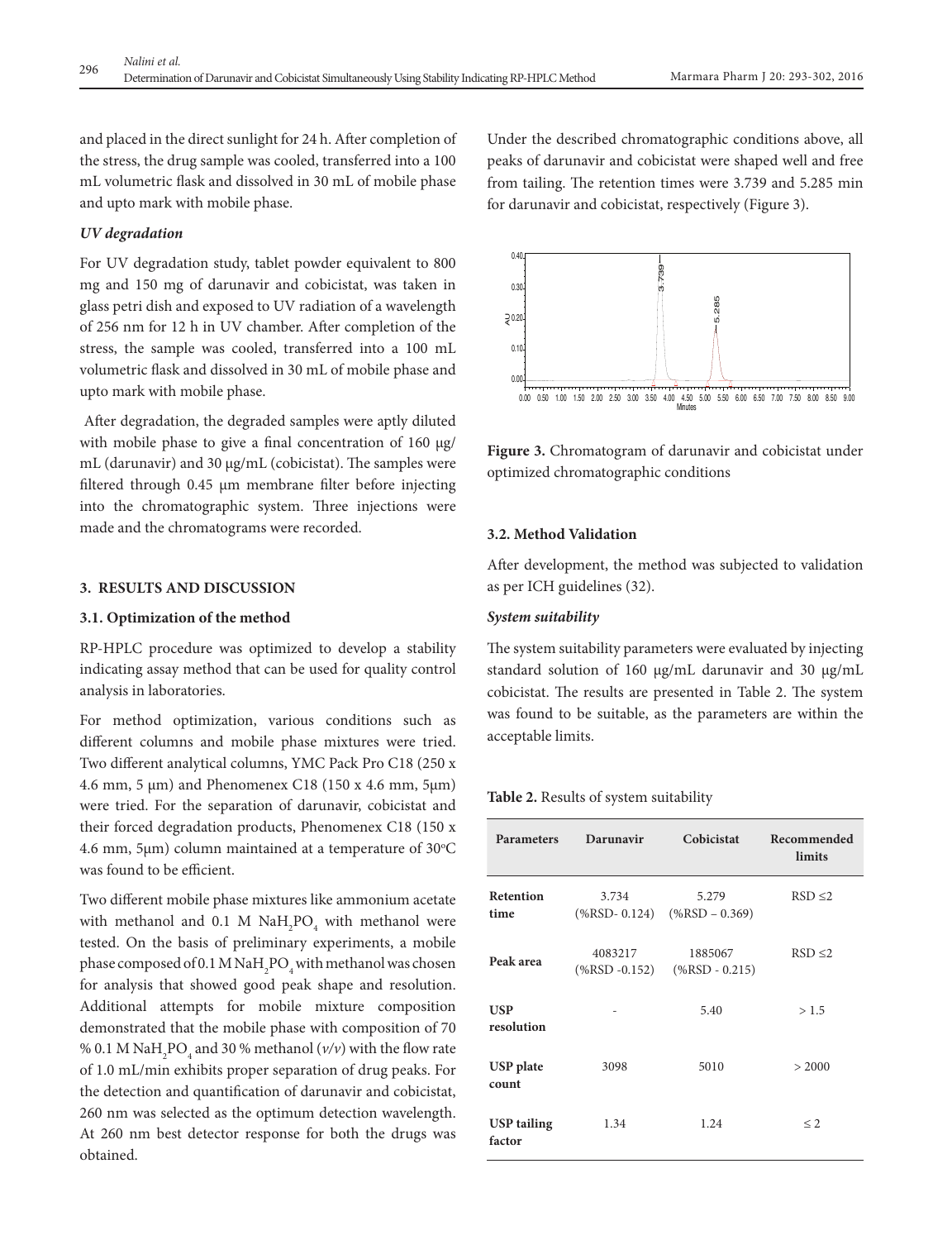and placed in the direct sunlight for 24 h. After completion of the stress, the drug sample was cooled, transferred into a 100 mL volumetric flask and dissolved in 30 mL of mobile phase and upto mark with mobile phase.

### *UV degradation*

For UV degradation study, tablet powder equivalent to 800 mg and 150 mg of darunavir and cobicistat, was taken in glass petri dish and exposed to UV radiation of a wavelength of 256 nm for 12 h in UV chamber. After completion of the stress, the sample was cooled, transferred into a 100 mL volumetric flask and dissolved in 30 mL of mobile phase and upto mark with mobile phase.

After degradation, the degraded samples were aptly diluted with mobile phase to give a final concentration of 160 µg/mL (darunavir) and 30 µg/mL (cobicistat). The samples were filtered through 0.45 µm membrane filter before injecting into the chromatographic system. Three injections were made and the chromatograms were recorded.

## 3. RESULTS AND DISCUSSION

### 3.1. Optimization of the method

RP-HPLC procedure was optimized to develop a stability indicating assay method that can be used for quality control analysis in laboratories.

For method optimization, various conditions such as different columns and mobile phase mixtures were tried. Two different analytical columns, YMC Pack Pro C18 (250 x 4.6 mm, 5 µm) and Phenomenex C18 (150 x 4.6 mm, 5µm) were tried. For the separation of darunavir, cobicistat and their forced degradation products, Phenomenex C18 (150 x 4.6 mm, 5µm) column maintained at a temperature of 30°C was found to be efficient.

Two different mobile phase mixtures like ammonium acetate with methanol and 0.1 M $NaH_2PO_4$ with methanol were tested. On the basis of preliminary experiments, a mobile phase composed of 0.1 M $NaH_2PO_4$ with methanol was chosen for analysis that showed good peak shape and resolution. Additional attempts for mobile mixture composition demonstrated that the mobile phase with composition of 70 % 0.1 M $NaH_2PO_4$ and 30 % methanol (*v/v*) with the flow rate of 1.0 mL/min exhibits proper separation of drug peaks. For the detection and quantification of darunavir and cobicistat, 260 nm was selected as the optimum detection wavelength. At 260 nm best detector response for both the drugs was obtained.

Under the described chromatographic conditions above, all peaks of darunavir and cobicistat were shaped well and free from tailing. The retention times were 3.739 and 5.285 min for darunavir and cobicistat, respectively (Figure 3).

0.40
0.30
0.20
0.10
0.00
AU
3.739
5.285
0.00 0.50 1.00 1.50 2.00 2.50 3.00 3.50 4.00 4.50 5.00 5.50 6.00 6.50 7.00 7.50 8.00 8.50 9.00
Minutes

**Figure 3.** Chromatogram of darunavir and cobicistat under optimized chromatographic conditions

### 3.2. Method Validation

After development, the method was subjected to validation as per ICH guidelines (32).

### *System suitability*

The system suitability parameters were evaluated by injecting standard solution of 160 µg/mL darunavir and 30 µg/mL cobicistat. The results are presented in Table 2. The system was found to be suitable, as the parameters are within the acceptable limits.

**Table 2.** Results of system suitability

| Parameters | Darunavir | Cobicistat | Recommended limits |
|---|---|---|---|
| **Retention time** | 3.734 (%RSD- 0.124) | 5.279 (%RSD – 0.369) | RSD ≤2 |
| **Peak area** | 4083217 (%RSD -0.152) | 1885067 (%RSD - 0.215) | RSD ≤2 |
| **USP resolution** | - | 5.40 | > 1.5 |
| **USP plate count** | 3098 | 5010 | > 2000 |
| **USP tailing factor** | 1.34 | 1.24 | ≤ 2 |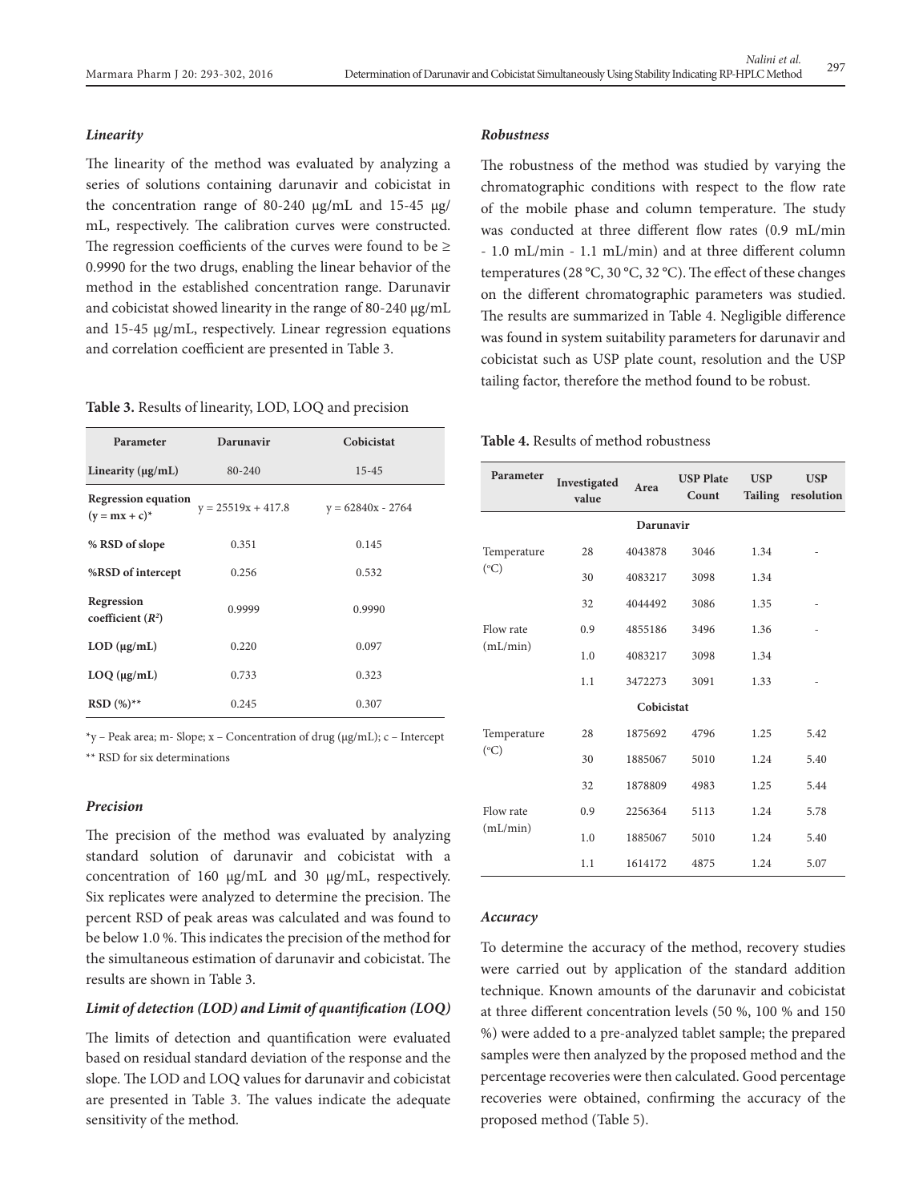### *Linearity*

The linearity of the method was evaluated by analyzing a series of solutions containing darunavir and cobicistat in the concentration range of 80-240 μg/mL and 15-45 μg/mL, respectively. The calibration curves were constructed. The regression coefficients of the curves were found to be ≥ 0.9990 for the two drugs, enabling the linear behavior of the method in the established concentration range. Darunavir and cobicistat showed linearity in the range of 80-240 μg/mL and 15-45 μg/mL, respectively. Linear regression equations and correlation coefficient are presented in Table 3.

**Table 3.** Results of linearity, LOD, LOQ and precision

| Parameter | Darunavir | Cobicistat |
|---|---|---|
| Linearity (μg/mL) | 80-240 | 15-45 |
| Regression equation ($y = mx + c$)* | $y = 25519x + 417.8$ | $y = 62840x - 2764$ |
| % RSD of slope | 0.351 | 0.145 |
| %RSD of intercept | 0.256 | 0.532 |
| Regression coefficient ($R^2$) | 0.9999 | 0.9990 |
| LOD (μg/mL) | 0.220 | 0.097 |
| LOQ (μg/mL) | 0.733 | 0.323 |
| RSD (%)** | 0.245 | 0.307 |

*y – Peak area; m- Slope; x – Concentration of drug (μg/mL); c – Intercept

** RSD for six determinations

### *Precision*

The precision of the method was evaluated by analyzing standard solution of darunavir and cobicistat with a concentration of 160 μg/mL and 30 μg/mL, respectively. Six replicates were analyzed to determine the precision. The percent RSD of peak areas was calculated and was found to be below 1.0 %. This indicates the precision of the method for the simultaneous estimation of darunavir and cobicistat. The results are shown in Table 3.

### *Limit of detection (LOD) and Limit of quantification (LOQ)*

The limits of detection and quantification were evaluated based on residual standard deviation of the response and the slope. The LOD and LOQ values for darunavir and cobicistat are presented in Table 3. The values indicate the adequate sensitivity of the method.

### *Robustness*

The robustness of the method was studied by varying the chromatographic conditions with respect to the flow rate of the mobile phase and column temperature. The study was conducted at three different flow rates (0.9 mL/min - 1.0 mL/min - 1.1 mL/min) and at three different column temperatures (28 °C, 30 °C, 32 °C). The effect of these changes on the different chromatographic parameters was studied. The results are summarized in Table 4. Negligible difference was found in system suitability parameters for darunavir and cobicistat such as USP plate count, resolution and the USP tailing factor, therefore the method found to be robust.

**Table 4.** Results of method robustness

| Parameter | Investigated value | Area | USP Plate Count | USP Tailing | USP resolution |
|---|---|---|---|---|---|
| **Darunavir** | | | | | |
| Temperature (°C) | 28 | 4043878 | 3046 | 1.34 | - |
| | 30 | 4083217 | 3098 | 1.34 | |
| | 32 | 4044492 | 3086 | 1.35 | - |
| Flow rate (mL/min) | 0.9 | 4855186 | 3496 | 1.36 | - |
| | 1.0 | 4083217 | 3098 | 1.34 | |
| | 1.1 | 3472273 | 3091 | 1.33 | - |
| **Cobicistat** | | | | | |
| Temperature (°C) | 28 | 1875692 | 4796 | 1.25 | 5.42 |
| | 30 | 1885067 | 5010 | 1.24 | 5.40 |
| | 32 | 1878809 | 4983 | 1.25 | 5.44 |
| Flow rate (mL/min) | 0.9 | 2256364 | 5113 | 1.24 | 5.78 |
| | 1.0 | 1885067 | 5010 | 1.24 | 5.40 |
| | 1.1 | 1614172 | 4875 | 1.24 | 5.07 |

### *Accuracy*

To determine the accuracy of the method, recovery studies were carried out by application of the standard addition technique. Known amounts of the darunavir and cobicistat at three different concentration levels (50 %, 100 % and 150 %) were added to a pre-analyzed tablet sample; the prepared samples were then analyzed by the proposed method and the percentage recoveries were then calculated. Good percentage recoveries were obtained, confirming the accuracy of the proposed method (Table 5).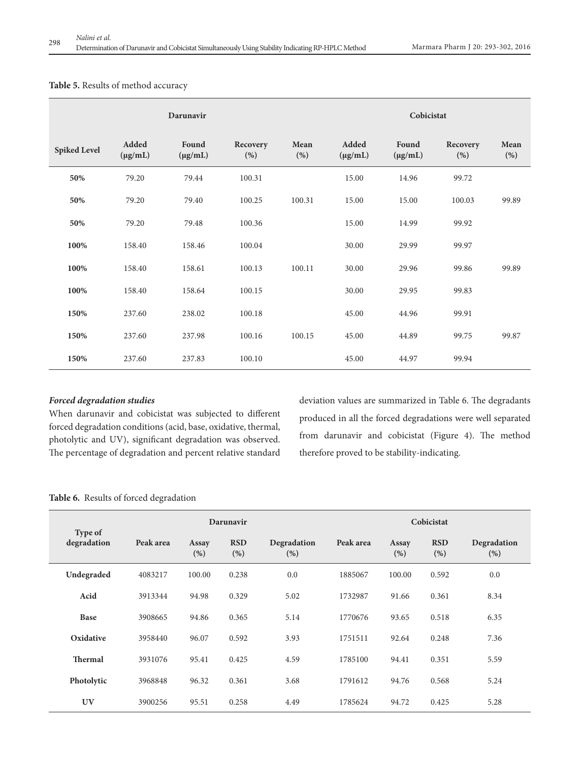**Table 5.** Results of method accuracy

| | Darunavir | | | | Cobicistat | | | |
|---|---|---|---|---|---|---|---|---|
| Spiked Level | Added (μg/mL) | Found (μg/mL) | Recovery (%) | Mean (%) | Added (μg/mL) | Found (μg/mL) | Recovery (%) | Mean (%) |
| 50% | 79.20 | 79.44 | 100.31 | | 15.00 | 14.96 | 99.72 | |
| 50% | 79.20 | 79.40 | 100.25 | 100.31 | 15.00 | 15.00 | 100.03 | 99.89 |
| 50% | 79.20 | 79.48 | 100.36 | | 15.00 | 14.99 | 99.92 | |
| 100% | 158.40 | 158.46 | 100.04 | | 30.00 | 29.99 | 99.97 | |
| 100% | 158.40 | 158.61 | 100.13 | 100.11 | 30.00 | 29.96 | 99.86 | 99.89 |
| 100% | 158.40 | 158.64 | 100.15 | | 30.00 | 29.95 | 99.83 | |
| 150% | 237.60 | 238.02 | 100.18 | | 45.00 | 44.96 | 99.91 | |
| 150% | 237.60 | 237.98 | 100.16 | 100.15 | 45.00 | 44.89 | 99.75 | 99.87 |
| 150% | 237.60 | 237.83 | 100.10 | | 45.00 | 44.97 | 99.94 | |

***Forced degradation studies***

When darunavir and cobicistat was subjected to different forced degradation conditions (acid, base, oxidative, thermal, photolytic and UV), significant degradation was observed. The percentage of degradation and percent relative standard deviation values are summarized in Table 6. The degradants produced in all the forced degradations were well separated from darunavir and cobicistat (Figure 4). The method therefore proved to be stability-indicating.

**Table 6.** Results of forced degradation

| Type of degradation | Darunavir | | | | Cobicistat | | | |
|---|---|---|---|---|---|---|---|---|
| | Peak area | Assay (%) | RSD (%) | Degradation (%) | Peak area | Assay (%) | RSD (%) | Degradation (%) |
| Undegraded | 4083217 | 100.00 | 0.238 | 0.0 | 1885067 | 100.00 | 0.592 | 0.0 |
| Acid | 3913344 | 94.98 | 0.329 | 5.02 | 1732987 | 91.66 | 0.361 | 8.34 |
| Base | 3908665 | 94.86 | 0.365 | 5.14 | 1770676 | 93.65 | 0.518 | 6.35 |
| Oxidative | 3958440 | 96.07 | 0.592 | 3.93 | 1751511 | 92.64 | 0.248 | 7.36 |
| Thermal | 3931076 | 95.41 | 0.425 | 4.59 | 1785100 | 94.41 | 0.351 | 5.59 |
| Photolytic | 3968848 | 96.32 | 0.361 | 3.68 | 1791612 | 94.76 | 0.568 | 5.24 |
| UV | 3900256 | 95.51 | 0.258 | 4.49 | 1785624 | 94.72 | 0.425 | 5.28 |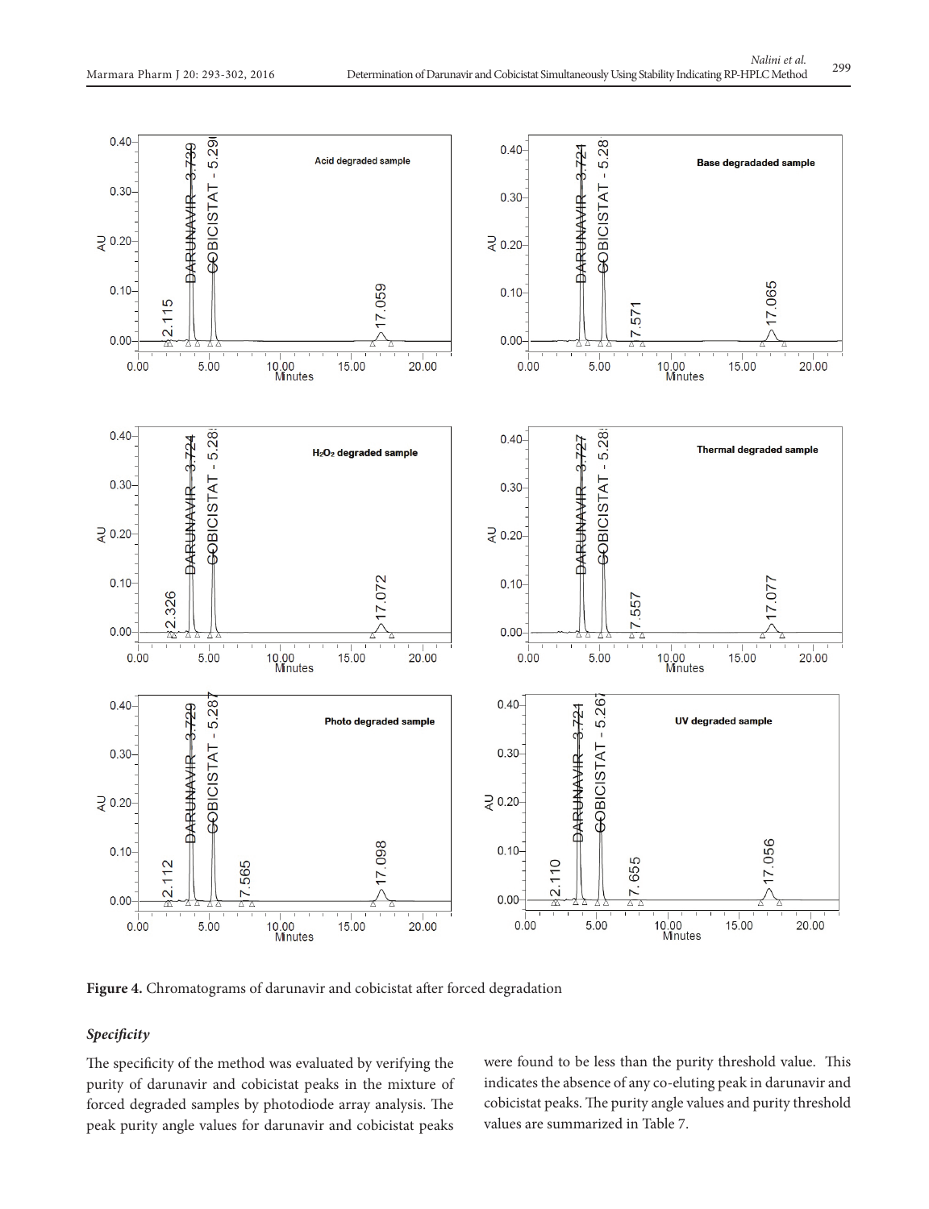Acid degraded sample

0.40
0.30
0.20
0.10
0.00
AU

2.115
DARUNAVIR - 3.739
COBICISTAT - 5.290
17.059

0.00 5.00 10.00 15.00 20.00
Minutes

Base degradaded sample

0.40
0.30
0.20
0.10
0.00
AU

DARUNAVIR - 3.721
COBICISTAT - 5.28
7.571
17.065

0.00 5.00 10.00 15.00 20.00
Minutes

$H_2O_2$ degraded sample

0.40
0.30
0.20
0.10
0.00
AU

2.326
DARUNAVIR - 3.724
COBICISTAT - 5.28
17.072

0.00 5.00 10.00 15.00 20.00
Minutes

Thermal degraded sample

0.40
0.30
0.20
0.10
0.00
AU

DARUNAVIR - 3.727
COBICISTAT - 5.28
7.557
17.077

0.00 5.00 10.00 15.00 20.00
Minutes

Photo degraded sample

0.40
0.30
0.20
0.10
0.00
AU

2.112
DARUNAVIR - 3.729
COBICISTAT - 5.287
7.565
17.098

0.00 5.00 10.00 15.00 20.00
Minutes

UV degraded sample

0.40
0.30
0.20
0.10
0.00
AU

2.110
DARUNAVIR - 3.721
COBICISTAT - 5.267
7.655
17.056

0.00 5.00 10.00 15.00 20.00
Minutes

**Figure 4.** Chromatograms of darunavir and cobicistat after forced degradation

### *Specificity*

The specificity of the method was evaluated by verifying the purity of darunavir and cobicistat peaks in the mixture of forced degraded samples by photodiode array analysis. The peak purity angle values for darunavir and cobicistat peaks were found to be less than the purity threshold value. This indicates the absence of any co-eluting peak in darunavir and cobicistat peaks. The purity angle values and purity threshold values are summarized in Table 7.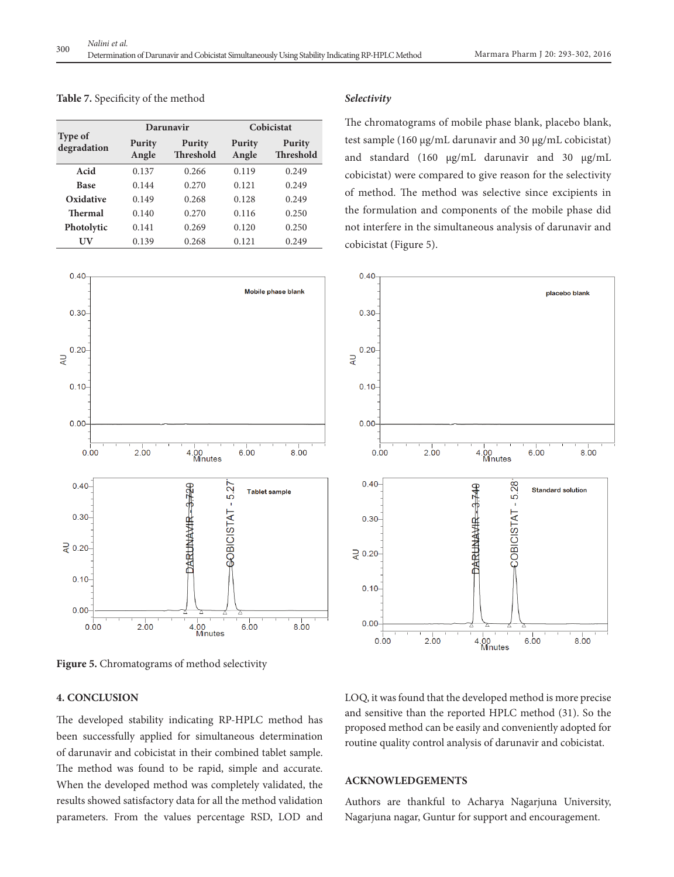**Table 7.** Specificity of the method

| Type of degradation | Darunavir | | Cobicistat | |
|---|---|---|---|---|
| | Purity Angle | Purity Threshold | Purity Angle | Purity Threshold |
| **Acid** | 0.137 | 0.266 | 0.119 | 0.249 |
| **Base** | 0.144 | 0.270 | 0.121 | 0.249 |
| **Oxidative** | 0.149 | 0.268 | 0.128 | 0.249 |
| **Thermal** | 0.140 | 0.270 | 0.116 | 0.250 |
| **Photolytic** | 0.141 | 0.269 | 0.120 | 0.250 |
| **UV** | 0.139 | 0.268 | 0.121 | 0.249 |

### *Selectivity*

The chromatograms of mobile phase blank, placebo blank, test sample (160 µg/mL darunavir and 30 µg/mL cobicistat) and standard (160 µg/mL darunavir and 30 µg/mL cobicistat) were compared to give reason for the selectivity of method. The method was selective since excipients in the formulation and components of the mobile phase did not interfere in the simultaneous analysis of darunavir and cobicistat (Figure 5).

Mobile phase blank
AU
0.40
0.30
0.20
0.10
0.00
0.00
2.00
4.00
6.00
8.00
Minutes

placebo blank
AU
0.40
0.30
0.20
0.10
0.00
0.00
2.00
4.00
6.00
8.00
Minutes

Tablet sample
DARUNAVIR - 3.720
COBICISTAT - 5.27
AU
0.40
0.30
0.20
0.10
0.00
0.00
2.00
4.00
6.00
8.00
Minutes

Standard solution
DARUNAVIR - 3.740
COBICISTAT - 5.28
AU
0.40
0.30
0.20
0.10
0.00
0.00
2.00
4.00
6.00
8.00
Minutes

**Figure 5.** Chromatograms of method selectivity

## 4. CONCLUSION

The developed stability indicating RP-HPLC method has been successfully applied for simultaneous determination of darunavir and cobicistat in their combined tablet sample. The method was found to be rapid, simple and accurate. When the developed method was completely validated, the results showed satisfactory data for all the method validation parameters. From the values percentage RSD, LOD and LOQ, it was found that the developed method is more precise and sensitive than the reported HPLC method (31). So the proposed method can be easily and conveniently adopted for routine quality control analysis of darunavir and cobicistat.

## ACKNOWLEDGEMENTS

Authors are thankful to Acharya Nagarjuna University, Nagarjuna nagar, Guntur for support and encouragement.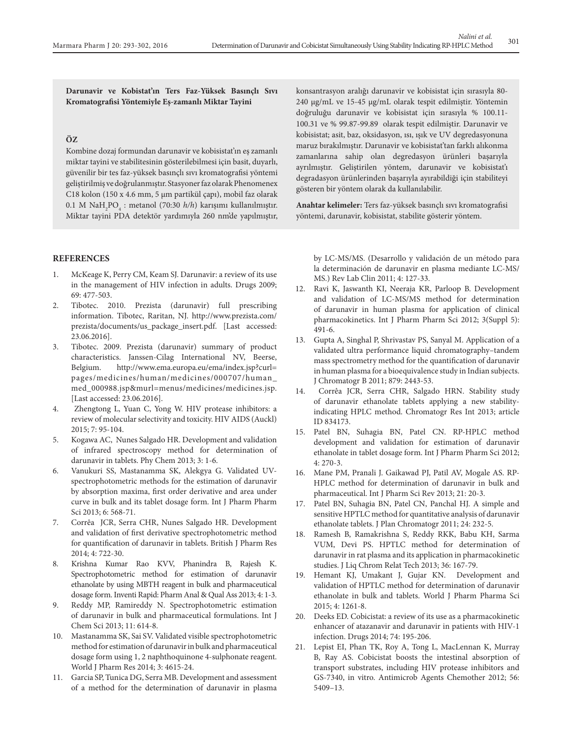**Darunavir ve Kobistat'ın Ters Faz-Yüksek Basınçlı Sıvı Kromatografisi Yöntemiyle Eş-zamanlı Miktar Tayini**

## ÖZ

Kombine dozaj formundan darunavir ve kobisistat'ın eş zamanlı miktar tayini ve stabilitesinin gösterilebilmesi için basit, duyarlı, güvenilir bir tes faz-yüksek basınçlı sıvı kromatografisi yöntemi geliştirilmiş ve doğrulanmıştır. Stasyoner faz olarak Phenomenex C18 kolon (150 x 4.6 mm, 5 μm partikül çapı), mobil faz olarak 0.1 M $NaH_2PO_4$ : metanol (70:30 *h/h*) karışımı kullanılmıştır. Miktar tayini PDA detektör yardımıyla 260 nm'de yapılmıştır, konsantrasyon aralığı darunavir ve kobisistat için sırasıyla 80-240 μg/mL ve 15-45 μg/mL olarak tespit edilmiştir. Yöntemin doğruluğu darunavir ve kobisistat için sırasıyla % 100.11-100.31 ve % 99.87-99.89 olarak tespit edilmiştir. Darunavir ve kobisistat; asit, baz, oksidasyon, ısı, ışık ve UV degredasyonuna maruz bırakılmıştır. Darunavir ve kobisistat'tan farklı alıkonma zamanlarına sahip olan degredasyon ürünleri başarıyla ayrılmıştır. Geliştirilen yöntem, darunavir ve kobisistat'ı degradasyon ürünlerinden başarıyla ayırabildiği için stabiliteyi gösteren bir yöntem olarak da kullanılabilir.

**Anahtar kelimeler:** Ters faz-yüksek basınçlı sıvı kromatografisi yöntemi, darunavir, kobisistat, stabilite gösterir yöntem.

## REFERENCES

1. McKeage K, Perry CM, Keam SJ. Darunavir: a review of its use in the management of HIV infection in adults. Drugs 2009; 69: 477-503.
2. Tibotec. 2010. Prezista (darunavir) full prescribing information. Tibotec, Raritan, NJ. http://www.prezista.com/prezista/documents/us_package_insert.pdf. [Last accessed: 23.06.2016].
3. Tibotec. 2009. Prezista (darunavir) summary of product characteristics. Janssen-Cilag International NV, Beerse, Belgium. http://www.ema.europa.eu/ema/index.jsp?curl=pages/medicines/human/medicines/000707/human_med_000988.jsp&murl=menus/medicines/medicines.jsp. [Last accessed: 23.06.2016].
4. Zhengtong L, Yuan C, Yong W. HIV protease inhibitors: a review of molecular selectivity and toxicity. HIV AIDS (Auckl) 2015; 7: 95-104.
5. Kogawa AC, Nunes Salgado HR. Development and validation of infrared spectroscopy method for determination of darunavir in tablets. Phy Chem 2013; 3: 1-6.
6. Vanukuri SS, Mastanamma SK, Alekgya G. Validated UV-spectrophotometric methods for the estimation of darunavir by absorption maxima, first order derivative and area under curve in bulk and its tablet dosage form. Int J Pharm Pharm Sci 2013; 6: 568-71.
7. Corrêa JCR, Serra CHR, Nunes Salgado HR. Development and validation of first derivative spectrophotometric method for quantification of darunavir in tablets. British J Pharm Res 2014; 4: 722-30.
8. Krishna Kumar Rao KVV, Phanindra B, Rajesh K. Spectrophotometric method for estimation of darunavir ethanolate by using MBTH reagent in bulk and pharmaceutical dosage form. Inventi Rapid: Pharm Anal & Qual Ass 2013; 4: 1-3.
9. Reddy MP, Ramireddy N. Spectrophotometric estimation of darunavir in bulk and pharmaceutical formulations. Int J Chem Sci 2013; 11: 614-8.
10. Mastanamma SK, Sai SV. Validated visible spectrophotometric method for estimation of darunavir in bulk and pharmaceutical dosage form using 1, 2 naphthoquinone 4-sulphonate reagent. World J Pharm Res 2014; 3: 4615-24.
11. Garcia SP, Tunica DG, Serra MB. Development and assessment of a method for the determination of darunavir in plasma by LC-MS/MS. (Desarrollo y validación de un método para la determinación de darunavir en plasma mediante LC-MS/MS.) Rev Lab Clin 2011; 4: 127-33.
12. Ravi K, Jaswanth KI, Neeraja KR, Parloop B. Development and validation of LC-MS/MS method for determination of darunavir in human plasma for application of clinical pharmacokinetics. Int J Pharm Pharm Sci 2012; 3(Suppl 5): 491-6.
13. Gupta A, Singhal P, Shrivastav PS, Sanyal M. Application of a validated ultra performance liquid chromatography–tandem mass spectrometry method for the quantification of darunavir in human plasma for a bioequivalence study in Indian subjects. J Chromatogr B 2011; 879: 2443-53.
14. Corrêa JCR, Serra CHR, Salgado HRN. Stability study of darunavir ethanolate tablets applying a new stability-indicating HPLC method. Chromatogr Res Int 2013; article ID 834173.
15. Patel BN, Suhagia BN, Patel CN. RP-HPLC method development and validation for estimation of darunavir ethanolate in tablet dosage form. Int J Pharm Pharm Sci 2012; 4: 270-3.
16. Mane PM, Pranali J. Gaikawad PJ, Patil AV, Mogale AS. RP-HPLC method for determination of darunavir in bulk and pharmaceutical. Int J Pharm Sci Rev 2013; 21: 20-3.
17. Patel BN, Suhagia BN, Patel CN, Panchal HJ. A simple and sensitive HPTLC method for quantitative analysis of darunavir ethanolate tablets. J Plan Chromatogr 2011; 24: 232-5.
18. Ramesh B, Ramakrishna S, Reddy RKK, Babu KH, Sarma VUM, Devi PS. HPTLC method for determination of darunavir in rat plasma and its application in pharmacokinetic studies. J Liq Chrom Relat Tech 2013; 36: 167-79.
19. Hemant KJ, Umakant J, Gujar KN. Development and validation of HPTLC method for determination of darunavir ethanolate in bulk and tablets. World J Pharm Pharma Sci 2015; 4: 1261-8.
20. Deeks ED. Cobicistat: a review of its use as a pharmacokinetic enhancer of atazanavir and darunavir in patients with HIV-1 infection. Drugs 2014; 74: 195-206.
21. Lepist EI, Phan TK, Roy A, Tong L, MacLennan K, Murray B, Ray AS. Cobicistat boosts the intestinal absorption of transport substrates, including HIV protease inhibitors and GS-7340, in vitro. Antimicrob Agents Chemother 2012; 56: 5409–13.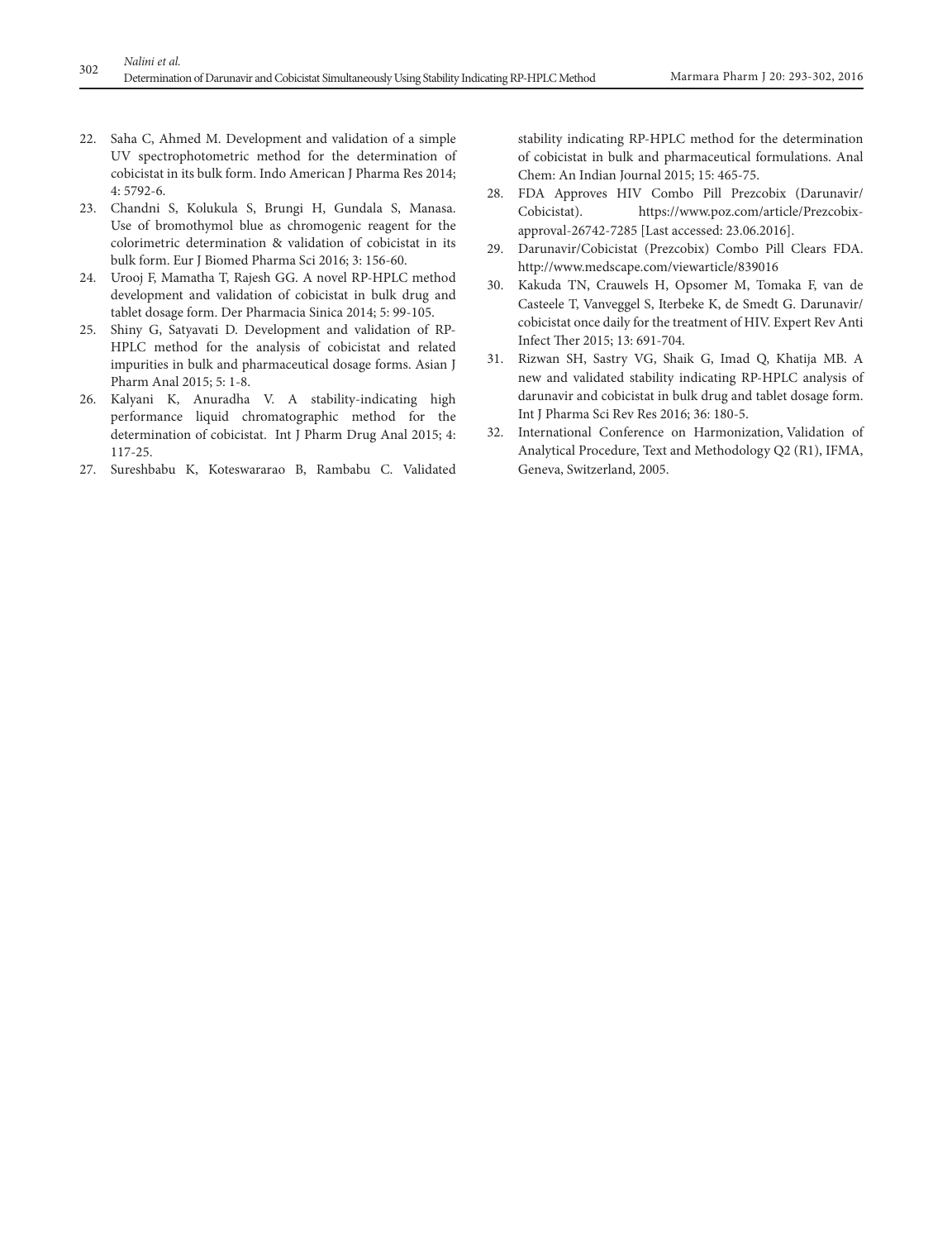22. Saha C, Ahmed M. Development and validation of a simple UV spectrophotometric method for the determination of cobicistat in its bulk form. Indo American J Pharma Res 2014; 4: 5792-6.
23. Chandni S, Kolukula S, Brungi H, Gundala S, Manasa. Use of bromothymol blue as chromogenic reagent for the colorimetric determination & validation of cobicistat in its bulk form. Eur J Biomed Pharma Sci 2016; 3: 156-60.
24. Urooj F, Mamatha T, Rajesh GG. A novel RP-HPLC method development and validation of cobicistat in bulk drug and tablet dosage form. Der Pharmacia Sinica 2014; 5: 99-105.
25. Shiny G, Satyavati D. Development and validation of RP-HPLC method for the analysis of cobicistat and related impurities in bulk and pharmaceutical dosage forms. Asian J Pharm Anal 2015; 5: 1-8.
26. Kalyani K, Anuradha V. A stability-indicating high performance liquid chromatographic method for the determination of cobicistat. Int J Pharm Drug Anal 2015; 4: 117-25.
27. Sureshbabu K, Koteswararao B, Rambabu C. Validated stability indicating RP-HPLC method for the determination of cobicistat in bulk and pharmaceutical formulations. Anal Chem: An Indian Journal 2015; 15: 465-75.
28. FDA Approves HIV Combo Pill Prezcobix (Darunavir/Cobicistat). https://www.poz.com/article/Prezcobix-approval-26742-7285 [Last accessed: 23.06.2016].
29. Darunavir/Cobicistat (Prezcobix) Combo Pill Clears FDA. http://www.medscape.com/viewarticle/839016
30. Kakuda TN, Crauwels H, Opsomer M, Tomaka F, van de Casteele T, Vanveggel S, Iterbeke K, de Smedt G. Darunavir/cobicistat once daily for the treatment of HIV. Expert Rev Anti Infect Ther 2015; 13: 691-704.
31. Rizwan SH, Sastry VG, Shaik G, Imad Q, Khatija MB. A new and validated stability indicating RP-HPLC analysis of darunavir and cobicistat in bulk drug and tablet dosage form. Int J Pharma Sci Rev Res 2016; 36: 180-5.
32. International Conference on Harmonization, Validation of Analytical Procedure, Text and Methodology Q2 (R1), IFMA, Geneva, Switzerland, 2005.